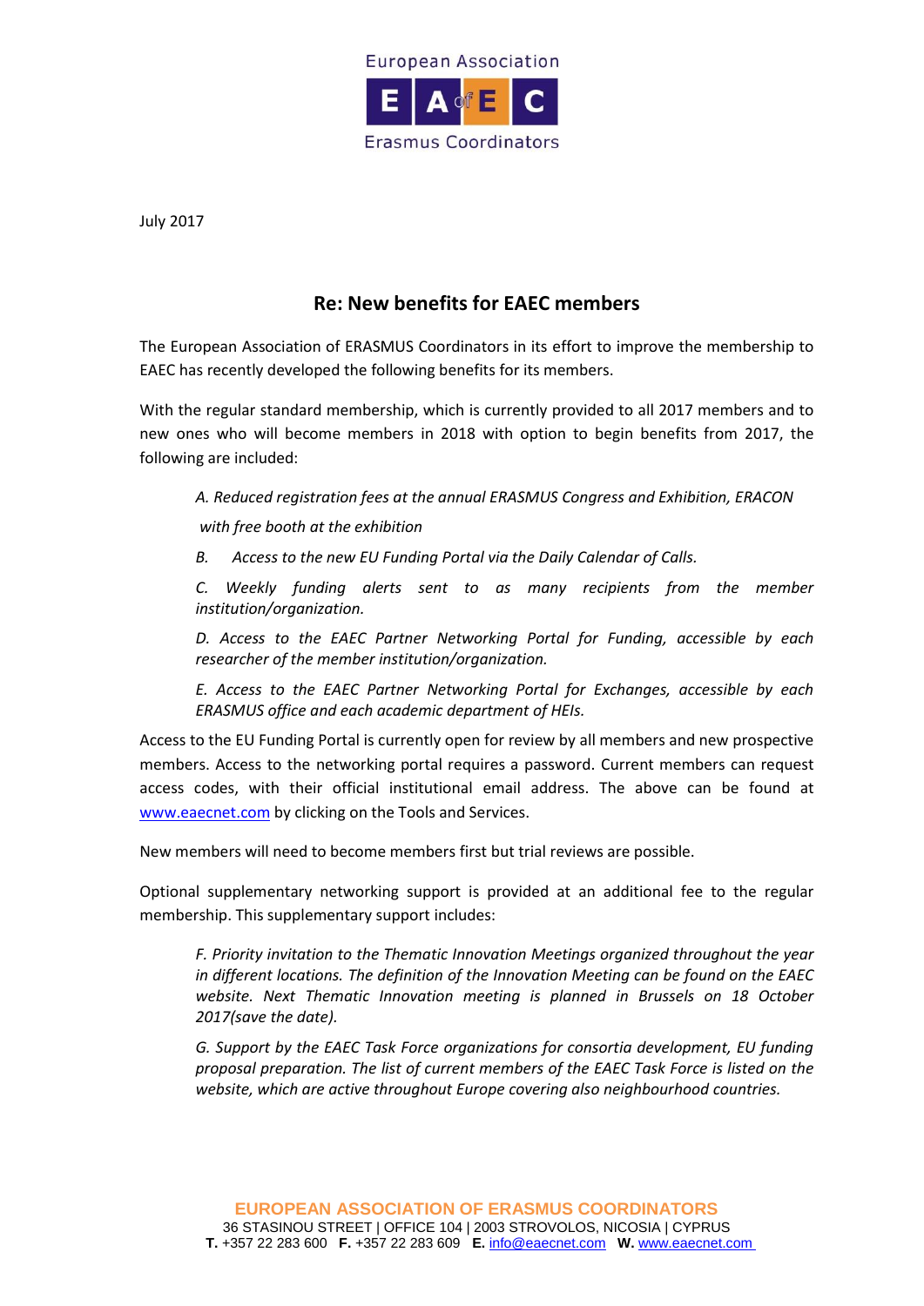European Association

E A of E C

Erasmus Coordinators

July 2017

## Re: New benefits for EAEC members

The European Association of ERASMUS Coordinators in its effort to improve the membership to EAEC has recently developed the following benefits for its members.

With the regular standard membership, which is currently provided to all 2017 members and to new ones who will become members in 2018 with option to begin benefits from 2017, the following are included:

*A. Reduced registration fees at the annual ERASMUS Congress and Exhibition, ERACON with free booth at the exhibition*

*B. Access to the new EU Funding Portal via the Daily Calendar of Calls.*

*C. Weekly funding alerts sent to as many recipients from the member institution/organization.*

*D. Access to the EAEC Partner Networking Portal for Funding, accessible by each researcher of the member institution/organization.*

*E. Access to the EAEC Partner Networking Portal for Exchanges, accessible by each ERASMUS office and each academic department of HEIs.*

Access to the EU Funding Portal is currently open for review by all members and new prospective members. Access to the networking portal requires a password. Current members can request access codes, with their official institutional email address. The above can be found at [www.eaecnet.com](http://www.eaecnet.com) by clicking on the Tools and Services.

New members will need to become members first but trial reviews are possible.

Optional supplementary networking support is provided at an additional fee to the regular membership. This supplementary support includes:

*F. Priority invitation to the Thematic Innovation Meetings organized throughout the year in different locations. The definition of the Innovation Meeting can be found on the EAEC website. Next Thematic Innovation meeting is planned in Brussels on 18 October 2017(save the date).*

*G. Support by the EAEC Task Force organizations for consortia development, EU funding proposal preparation. The list of current members of the EAEC Task Force is listed on the website, which are active throughout Europe covering also neighbourhood countries.*

**EUROPEAN ASSOCIATION OF ERASMUS COORDINATORS**
36 STASINOU STREET | OFFICE 104 | 2003 STROVOLOS, NICOSIA | CYPRUS
**T.** +357 22 283 600 **F.** +357 22 283 609 **E.** [info@eaecnet.com](mailto:info@eaecnet.com) **W.** [www.eaecnet.com](http://www.eaecnet.com)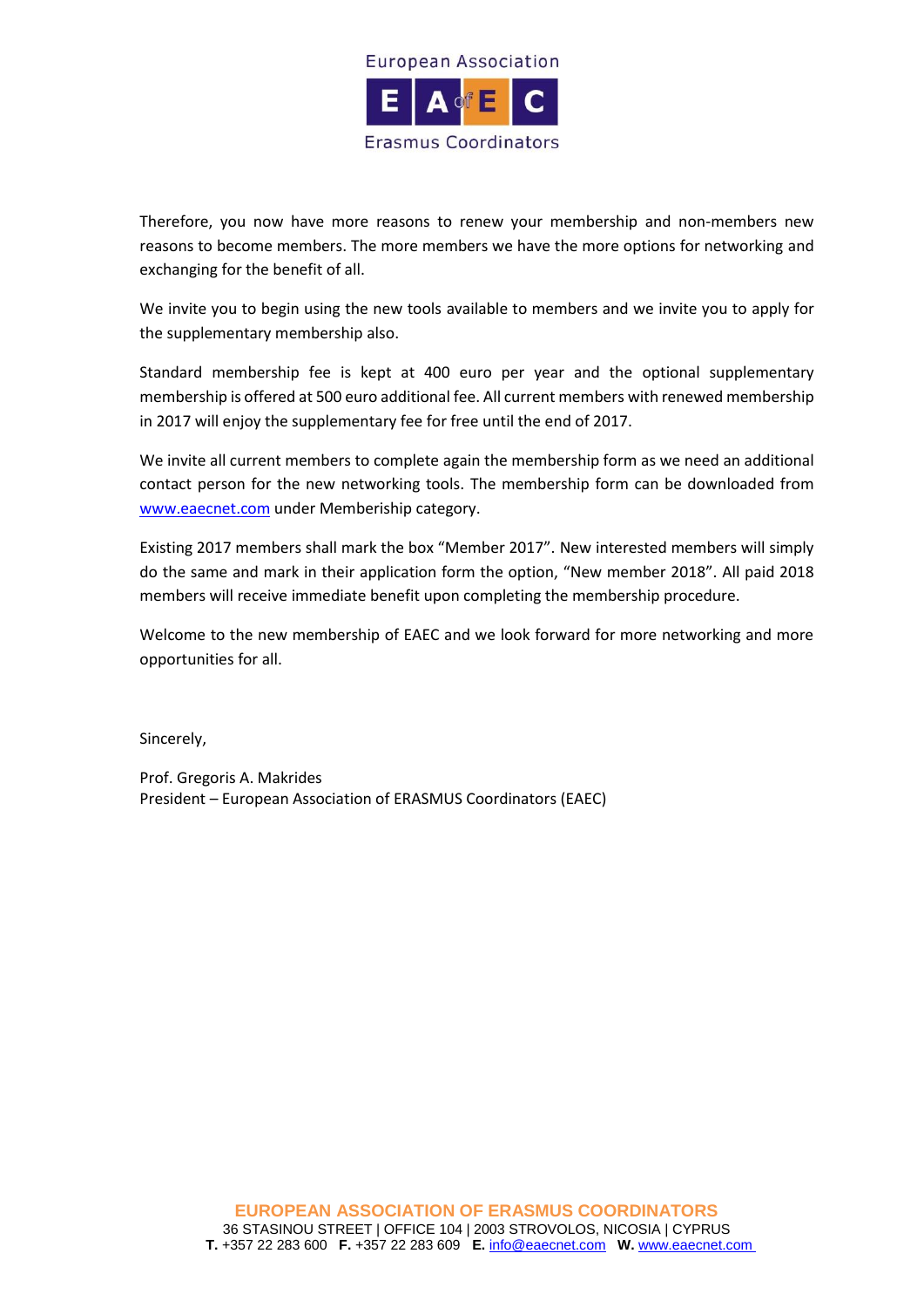Therefore, you now have more reasons to renew your membership and non-members new reasons to become members. The more members we have the more options for networking and exchanging for the benefit of all.

We invite you to begin using the new tools available to members and we invite you to apply for the supplementary membership also.

Standard membership fee is kept at 400 euro per year and the optional supplementary membership is offered at 500 euro additional fee. All current members with renewed membership in 2017 will enjoy the supplementary fee for free until the end of 2017.

We invite all current members to complete again the membership form as we need an additional contact person for the new networking tools. The membership form can be downloaded from www.eaecnet.com under Memberiship category.

Existing 2017 members shall mark the box "Member 2017". New interested members will simply do the same and mark in their application form the option, "New member 2018". All paid 2018 members will receive immediate benefit upon completing the membership procedure.

Welcome to the new membership of EAEC and we look forward for more networking and more opportunities for all.

Sincerely,

Prof. Gregoris A. Makrides
President – European Association of ERASMUS Coordinators (EAEC)